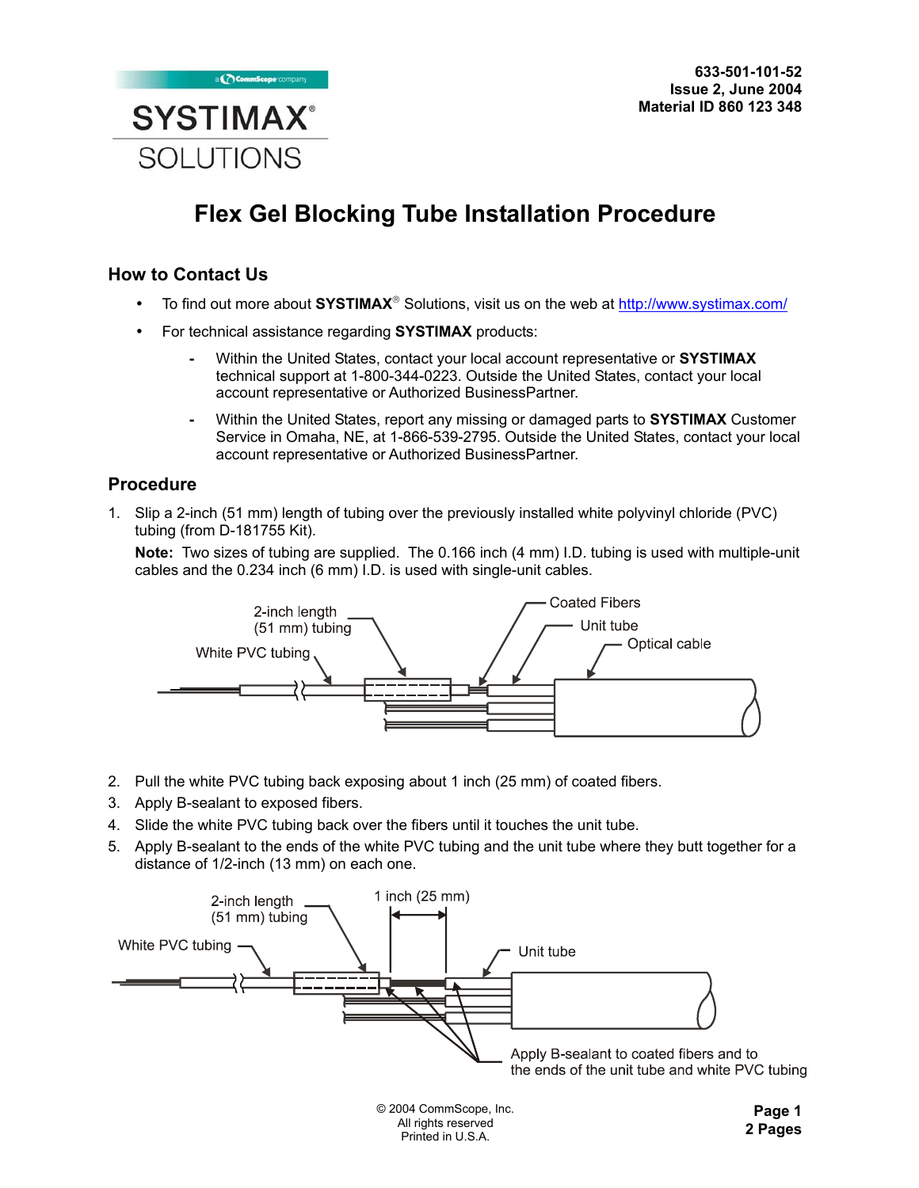SYSTIMAX® SOLUTIONS

633-501-101-52
Issue 2, June 2004
Material ID 860 123 348

# Flex Gel Blocking Tube Installation Procedure

## How to Contact Us

- To find out more about **SYSTIMAX**® Solutions, visit us on the web at http://www.systimax.com/
- For technical assistance regarding **SYSTIMAX** products:
  - Within the United States, contact your local account representative or **SYSTIMAX** technical support at 1-800-344-0223. Outside the United States, contact your local account representative or Authorized BusinessPartner.
  - Within the United States, report any missing or damaged parts to **SYSTIMAX** Customer Service in Omaha, NE, at 1-866-539-2795. Outside the United States, contact your local account representative or Authorized BusinessPartner.

## Procedure

1. Slip a 2-inch (51 mm) length of tubing over the previously installed white polyvinyl chloride (PVC) tubing (from D-181755 Kit).

   **Note:** Two sizes of tubing are supplied. The 0.166 inch (4 mm) I.D. tubing is used with multiple-unit cables and the 0.234 inch (6 mm) I.D. is used with single-unit cables.

   2-inch length (51 mm) tubing — White PVC tubing — Coated Fibers — Unit tube — Optical cable

2. Pull the white PVC tubing back exposing about 1 inch (25 mm) of coated fibers.
3. Apply B-sealant to exposed fibers.
4. Slide the white PVC tubing back over the fibers until it touches the unit tube.
5. Apply B-sealant to the ends of the white PVC tubing and the unit tube where they butt together for a distance of 1/2-inch (13 mm) on each one.

   2-inch length (51 mm) tubing — White PVC tubing — 1 inch (25 mm) — Unit tube — Apply B-sealant to coated fibers and to the ends of the unit tube and white PVC tubing

© 2004 CommScope, Inc.
All rights reserved
Printed in U.S.A.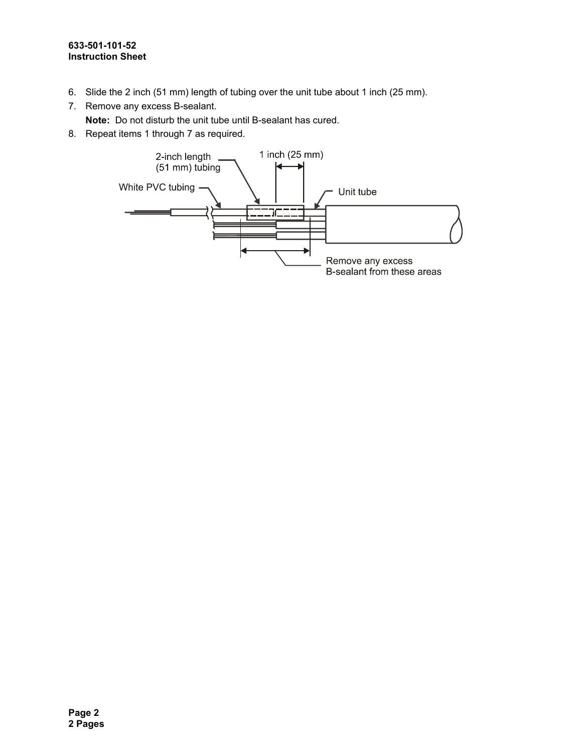6. Slide the 2 inch (51 mm) length of tubing over the unit tube about 1 inch (25 mm).
7. Remove any excess B-sealant.

   **Note:** Do not disturb the unit tube until B-sealant has cured.
8. Repeat items 1 through 7 as required.

2-inch length (51 mm) tubing

1 inch (25 mm)

White PVC tubing

Unit tube

Remove any excess B-sealant from these areas